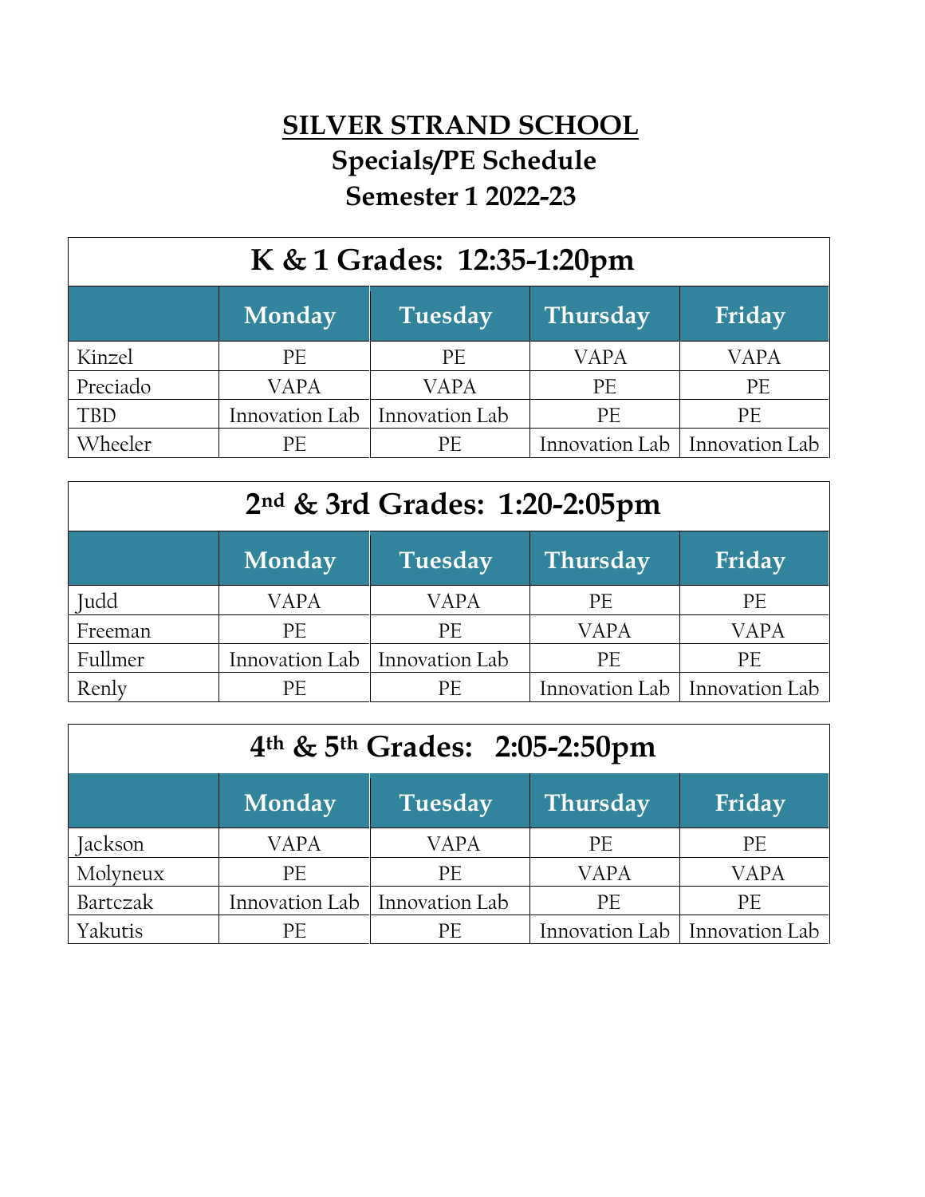# SILVER STRAND SCHOOL

## Specials/PE Schedule

## Semester 1 2022-23

| K & 1 Grades: 12:35-1:20pm | | | | |
|---|---|---|---|---|
| | Monday | Tuesday | Thursday | Friday |
| Kinzel | PE | PE | VAPA | VAPA |
| Preciado | VAPA | VAPA | PE | PE |
| TBD | Innovation Lab | Innovation Lab | PE | PE |
| Wheeler | PE | PE | Innovation Lab | Innovation Lab |

| 2nd & 3rd Grades: 1:20-2:05pm | | | | |
|---|---|---|---|---|
| | Monday | Tuesday | Thursday | Friday |
| Judd | VAPA | VAPA | PE | PE |
| Freeman | PE | PE | VAPA | VAPA |
| Fullmer | Innovation Lab | Innovation Lab | PE | PE |
| Renly | PE | PE | Innovation Lab | Innovation Lab |

| 4th & 5th Grades: 2:05-2:50pm | | | | |
|---|---|---|---|---|
| | Monday | Tuesday | Thursday | Friday |
| Jackson | VAPA | VAPA | PE | PE |
| Molyneux | PE | PE | VAPA | VAPA |
| Bartczak | Innovation Lab | Innovation Lab | PE | PE |
| Yakutis | PE | PE | Innovation Lab | Innovation Lab |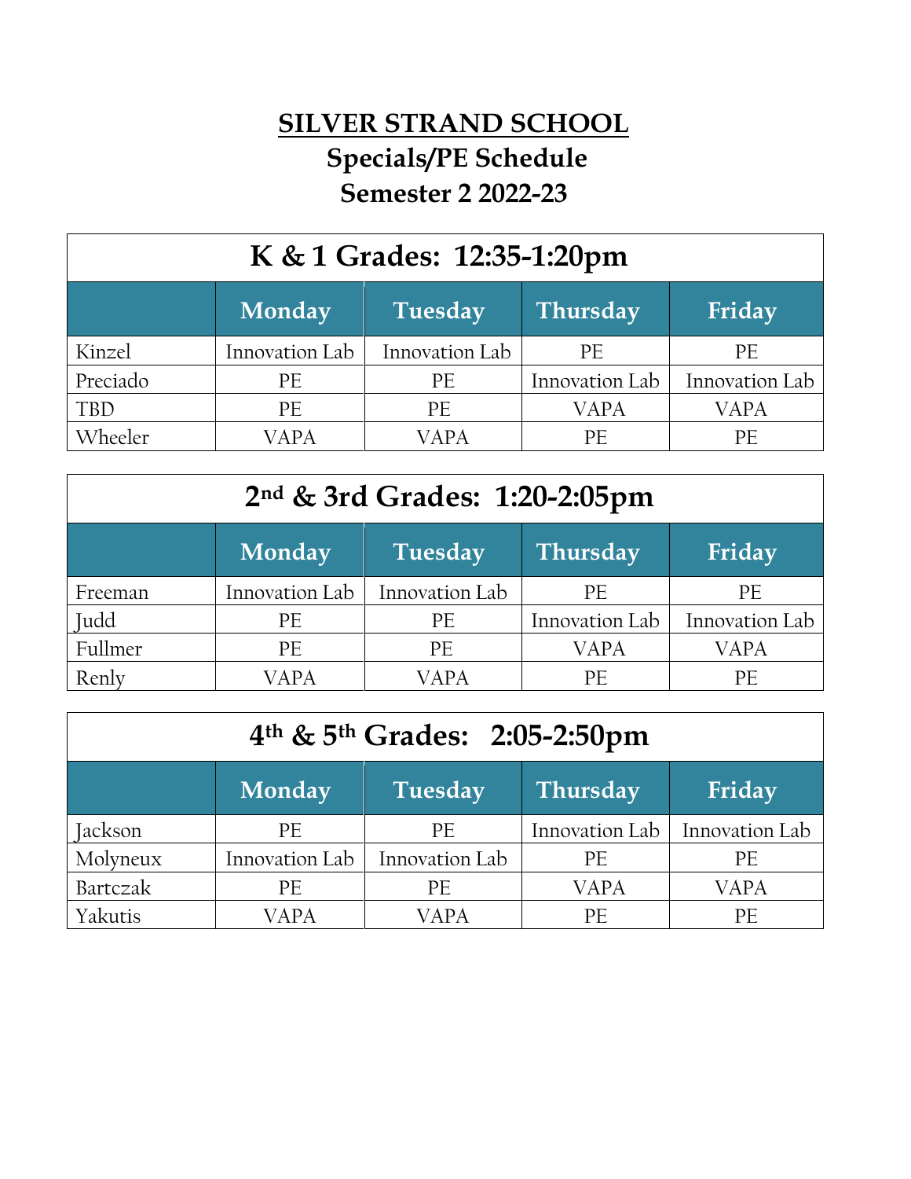# SILVER STRAND SCHOOL

## Specials/PE Schedule

## Semester 2 2022-23

| K & 1 Grades: 12:35-1:20pm | | | | |
|---|---|---|---|---|
| | **Monday** | **Tuesday** | **Thursday** | **Friday** |
| Kinzel | Innovation Lab | Innovation Lab | PE | PE |
| Preciado | PE | PE | Innovation Lab | Innovation Lab |
| TBD | PE | PE | VAPA | VAPA |
| Wheeler | VAPA | VAPA | PE | PE |

| 2nd & 3rd Grades: 1:20-2:05pm | | | | |
|---|---|---|---|---|
| | **Monday** | **Tuesday** | **Thursday** | **Friday** |
| Freeman | Innovation Lab | Innovation Lab | PE | PE |
| Judd | PE | PE | Innovation Lab | Innovation Lab |
| Fullmer | PE | PE | VAPA | VAPA |
| Renly | VAPA | VAPA | PE | PE |

| 4th & 5th Grades: 2:05-2:50pm | | | | |
|---|---|---|---|---|
| | **Monday** | **Tuesday** | **Thursday** | **Friday** |
| Jackson | PE | PE | Innovation Lab | Innovation Lab |
| Molyneux | Innovation Lab | Innovation Lab | PE | PE |
| Bartczak | PE | PE | VAPA | VAPA |
| Yakutis | VAPA | VAPA | PE | PE |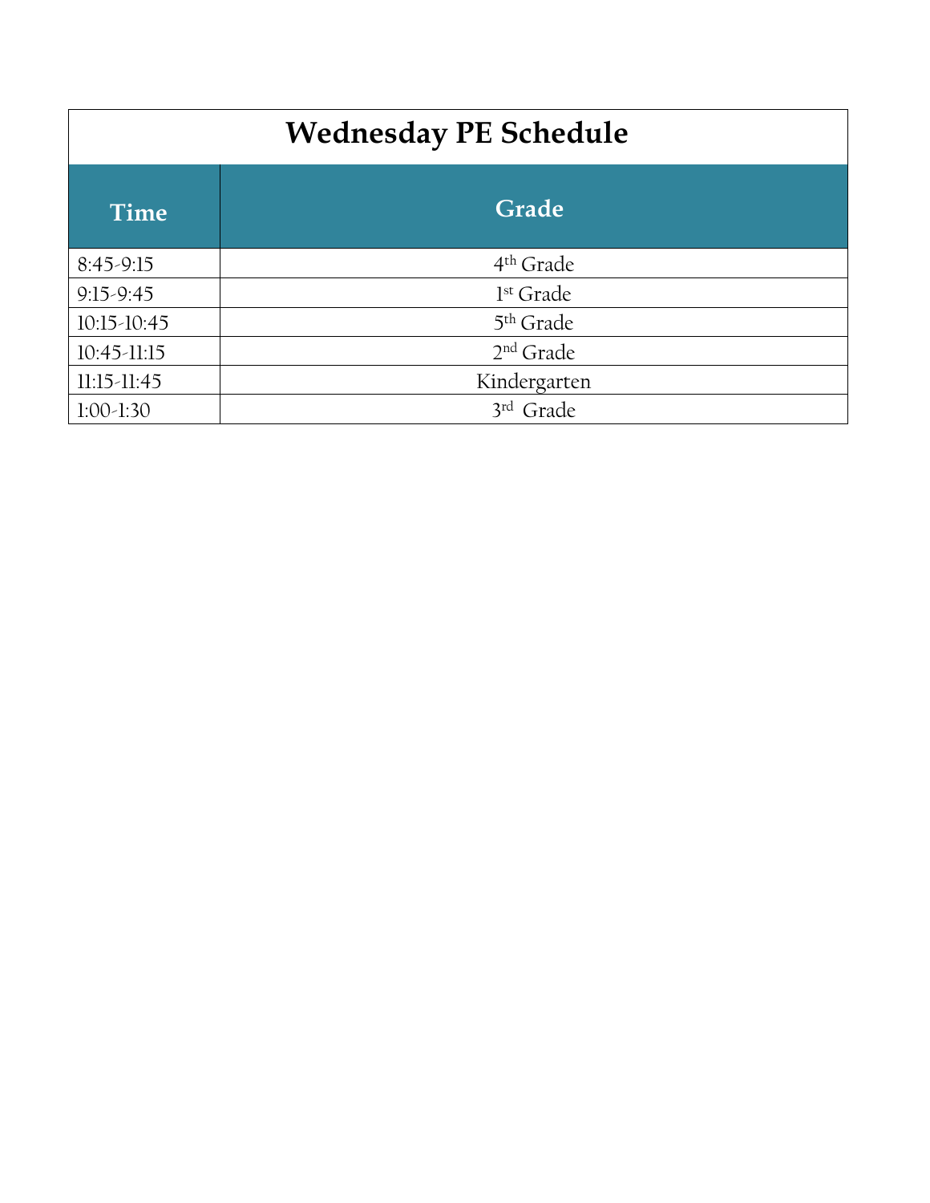# Wednesday PE Schedule

| Time | Grade |
| --- | --- |
| 8:45-9:15 | 4th Grade |
| 9:15-9:45 | 1st Grade |
| 10:15-10:45 | 5th Grade |
| 10:45-11:15 | 2nd Grade |
| 11:15-11:45 | Kindergarten |
| 1:00-1:30 | 3rd Grade |